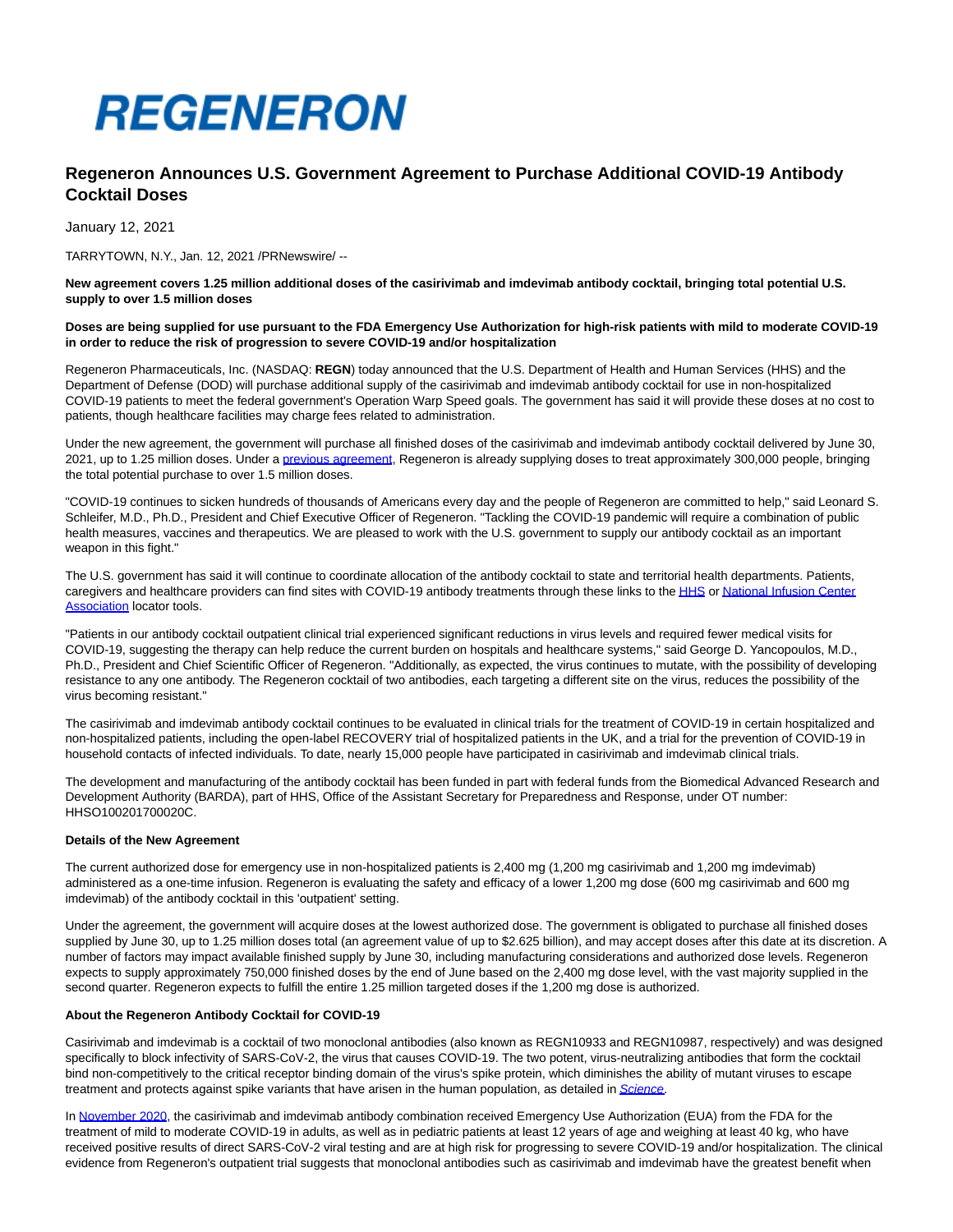REGENERON

# Regeneron Announces U.S. Government Agreement to Purchase Additional COVID-19 Antibody Cocktail Doses

January 12, 2021

TARRYTOWN, N.Y., Jan. 12, 2021 /PRNewswire/ --

**New agreement covers 1.25 million additional doses of the casirivimab and imdevimab antibody cocktail, bringing total potential U.S. supply to over 1.5 million doses**

**Doses are being supplied for use pursuant to the FDA Emergency Use Authorization for high-risk patients with mild to moderate COVID-19 in order to reduce the risk of progression to severe COVID-19 and/or hospitalization**

Regeneron Pharmaceuticals, Inc. (NASDAQ: **REGN**) today announced that the U.S. Department of Health and Human Services (HHS) and the Department of Defense (DOD) will purchase additional supply of the casirivimab and imdevimab antibody cocktail for use in non-hospitalized COVID-19 patients to meet the federal government's Operation Warp Speed goals. The government has said it will provide these doses at no cost to patients, though healthcare facilities may charge fees related to administration.

Under the new agreement, the government will purchase all finished doses of the casirivimab and imdevimab antibody cocktail delivered by June 30, 2021, up to 1.25 million doses. Under a previous agreement, Regeneron is already supplying doses to treat approximately 300,000 people, bringing the total potential purchase to over 1.5 million doses.

"COVID-19 continues to sicken hundreds of thousands of Americans every day and the people of Regeneron are committed to help," said Leonard S. Schleifer, M.D., Ph.D., President and Chief Executive Officer of Regeneron. "Tackling the COVID-19 pandemic will require a combination of public health measures, vaccines and therapeutics. We are pleased to work with the U.S. government to supply our antibody cocktail as an important weapon in this fight."

The U.S. government has said it will continue to coordinate allocation of the antibody cocktail to state and territorial health departments. Patients, caregivers and healthcare providers can find sites with COVID-19 antibody treatments through these links to the HHS or National Infusion Center Association locator tools.

"Patients in our antibody cocktail outpatient clinical trial experienced significant reductions in virus levels and required fewer medical visits for COVID-19, suggesting the therapy can help reduce the current burden on hospitals and healthcare systems," said George D. Yancopoulos, M.D., Ph.D., President and Chief Scientific Officer of Regeneron. "Additionally, as expected, the virus continues to mutate, with the possibility of developing resistance to any one antibody. The Regeneron cocktail of two antibodies, each targeting a different site on the virus, reduces the possibility of the virus becoming resistant."

The casirivimab and imdevimab antibody cocktail continues to be evaluated in clinical trials for the treatment of COVID-19 in certain hospitalized and non-hospitalized patients, including the open-label RECOVERY trial of hospitalized patients in the UK, and a trial for the prevention of COVID-19 in household contacts of infected individuals. To date, nearly 15,000 people have participated in casirivimab and imdevimab clinical trials.

The development and manufacturing of the antibody cocktail has been funded in part with federal funds from the Biomedical Advanced Research and Development Authority (BARDA), part of HHS, Office of the Assistant Secretary for Preparedness and Response, under OT number: HHSO100201700020C.

**Details of the New Agreement**

The current authorized dose for emergency use in non-hospitalized patients is 2,400 mg (1,200 mg casirivimab and 1,200 mg imdevimab) administered as a one-time infusion. Regeneron is evaluating the safety and efficacy of a lower 1,200 mg dose (600 mg casirivimab and 600 mg imdevimab) of the antibody cocktail in this 'outpatient' setting.

Under the agreement, the government will acquire doses at the lowest authorized dose. The government is obligated to purchase all finished doses supplied by June 30, up to 1.25 million doses total (an agreement value of up to $2.625 billion), and may accept doses after this date at its discretion. A number of factors may impact available finished supply by June 30, including manufacturing considerations and authorized dose levels. Regeneron expects to supply approximately 750,000 finished doses by the end of June based on the 2,400 mg dose level, with the vast majority supplied in the second quarter. Regeneron expects to fulfill the entire 1.25 million targeted doses if the 1,200 mg dose is authorized.

**About the Regeneron Antibody Cocktail for COVID-19**

Casirivimab and imdevimab is a cocktail of two monoclonal antibodies (also known as REGN10933 and REGN10987, respectively) and was designed specifically to block infectivity of SARS-CoV-2, the virus that causes COVID-19. The two potent, virus-neutralizing antibodies that form the cocktail bind non-competitively to the critical receptor binding domain of the virus's spike protein, which diminishes the ability of mutant viruses to escape treatment and protects against spike variants that have arisen in the human population, as detailed in *Science*.

In November 2020, the casirivimab and imdevimab antibody combination received Emergency Use Authorization (EUA) from the FDA for the treatment of mild to moderate COVID-19 in adults, as well as in pediatric patients at least 12 years of age and weighing at least 40 kg, who have received positive results of direct SARS-CoV-2 viral testing and are at high risk for progressing to severe COVID-19 and/or hospitalization. The clinical evidence from Regeneron's outpatient trial suggests that monoclonal antibodies such as casirivimab and imdevimab have the greatest benefit when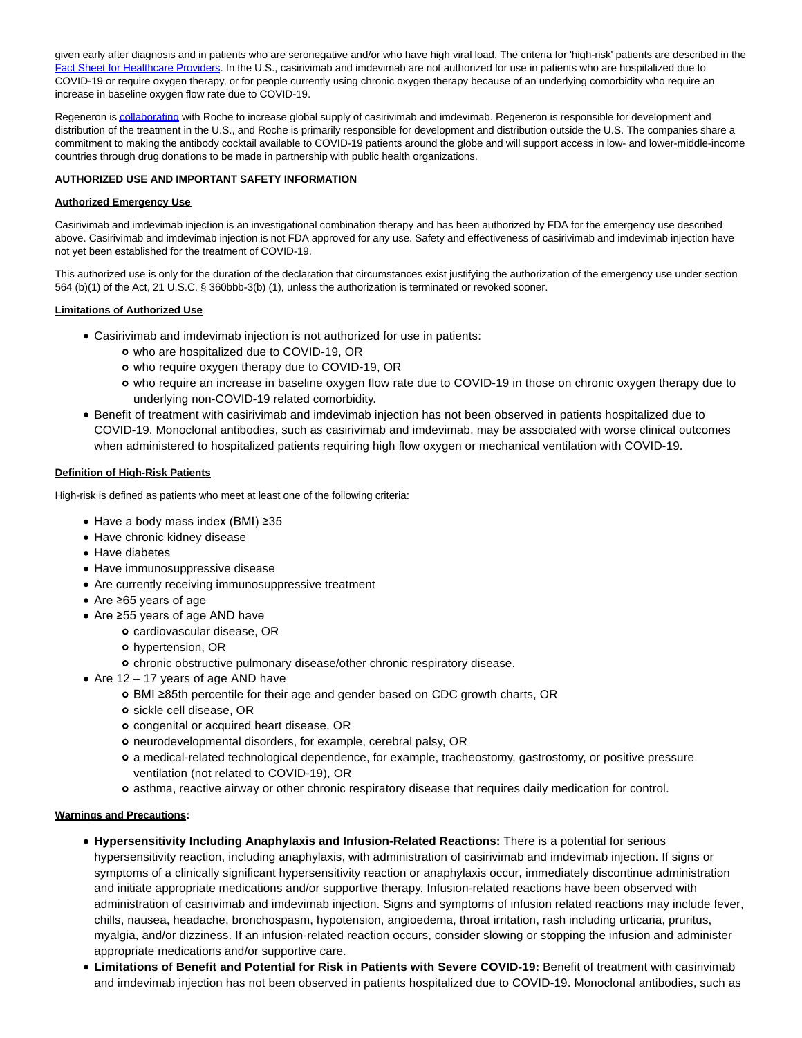given early after diagnosis and in patients who are seronegative and/or who have high viral load. The criteria for 'high-risk' patients are described in the Fact Sheet for Healthcare Providers. In the U.S., casirivimab and imdevimab are not authorized for use in patients who are hospitalized due to COVID-19 or require oxygen therapy, or for people currently using chronic oxygen therapy because of an underlying comorbidity who require an increase in baseline oxygen flow rate due to COVID-19.

Regeneron is collaborating with Roche to increase global supply of casirivimab and imdevimab. Regeneron is responsible for development and distribution of the treatment in the U.S., and Roche is primarily responsible for development and distribution outside the U.S. The companies share a commitment to making the antibody cocktail available to COVID-19 patients around the globe and will support access in low- and lower-middle-income countries through drug donations to be made in partnership with public health organizations.

**AUTHORIZED USE AND IMPORTANT SAFETY INFORMATION**

**Authorized Emergency Use**

Casirivimab and imdevimab injection is an investigational combination therapy and has been authorized by FDA for the emergency use described above. Casirivimab and imdevimab injection is not FDA approved for any use. Safety and effectiveness of casirivimab and imdevimab injection have not yet been established for the treatment of COVID-19.

This authorized use is only for the duration of the declaration that circumstances exist justifying the authorization of the emergency use under section 564 (b)(1) of the Act, 21 U.S.C. § 360bbb-3(b) (1), unless the authorization is terminated or revoked sooner.

**Limitations of Authorized Use**

- Casirivimab and imdevimab injection is not authorized for use in patients:
  - who are hospitalized due to COVID-19, OR
  - who require oxygen therapy due to COVID-19, OR
  - who require an increase in baseline oxygen flow rate due to COVID-19 in those on chronic oxygen therapy due to underlying non-COVID-19 related comorbidity.
- Benefit of treatment with casirivimab and imdevimab injection has not been observed in patients hospitalized due to COVID-19. Monoclonal antibodies, such as casirivimab and imdevimab, may be associated with worse clinical outcomes when administered to hospitalized patients requiring high flow oxygen or mechanical ventilation with COVID-19.

**Definition of High-Risk Patients**

High-risk is defined as patients who meet at least one of the following criteria:

- Have a body mass index (BMI) ≥35
- Have chronic kidney disease
- Have diabetes
- Have immunosuppressive disease
- Are currently receiving immunosuppressive treatment
- Are ≥65 years of age
- Are ≥55 years of age AND have
  - cardiovascular disease, OR
  - hypertension, OR
  - chronic obstructive pulmonary disease/other chronic respiratory disease.
- Are 12 – 17 years of age AND have
  - BMI ≥85th percentile for their age and gender based on CDC growth charts, OR
  - sickle cell disease, OR
  - congenital or acquired heart disease, OR
  - neurodevelopmental disorders, for example, cerebral palsy, OR
  - a medical-related technological dependence, for example, tracheostomy, gastrostomy, or positive pressure ventilation (not related to COVID-19), OR
  - asthma, reactive airway or other chronic respiratory disease that requires daily medication for control.

**Warnings and Precautions:**

- **Hypersensitivity Including Anaphylaxis and Infusion-Related Reactions:** There is a potential for serious hypersensitivity reaction, including anaphylaxis, with administration of casirivimab and imdevimab injection. If signs or symptoms of a clinically significant hypersensitivity reaction or anaphylaxis occur, immediately discontinue administration and initiate appropriate medications and/or supportive therapy. Infusion-related reactions have been observed with administration of casirivimab and imdevimab injection. Signs and symptoms of infusion related reactions may include fever, chills, nausea, headache, bronchospasm, hypotension, angioedema, throat irritation, rash including urticaria, pruritus, myalgia, and/or dizziness. If an infusion-related reaction occurs, consider slowing or stopping the infusion and administer appropriate medications and/or supportive care.
- **Limitations of Benefit and Potential for Risk in Patients with Severe COVID-19:** Benefit of treatment with casirivimab and imdevimab injection has not been observed in patients hospitalized due to COVID-19. Monoclonal antibodies, such as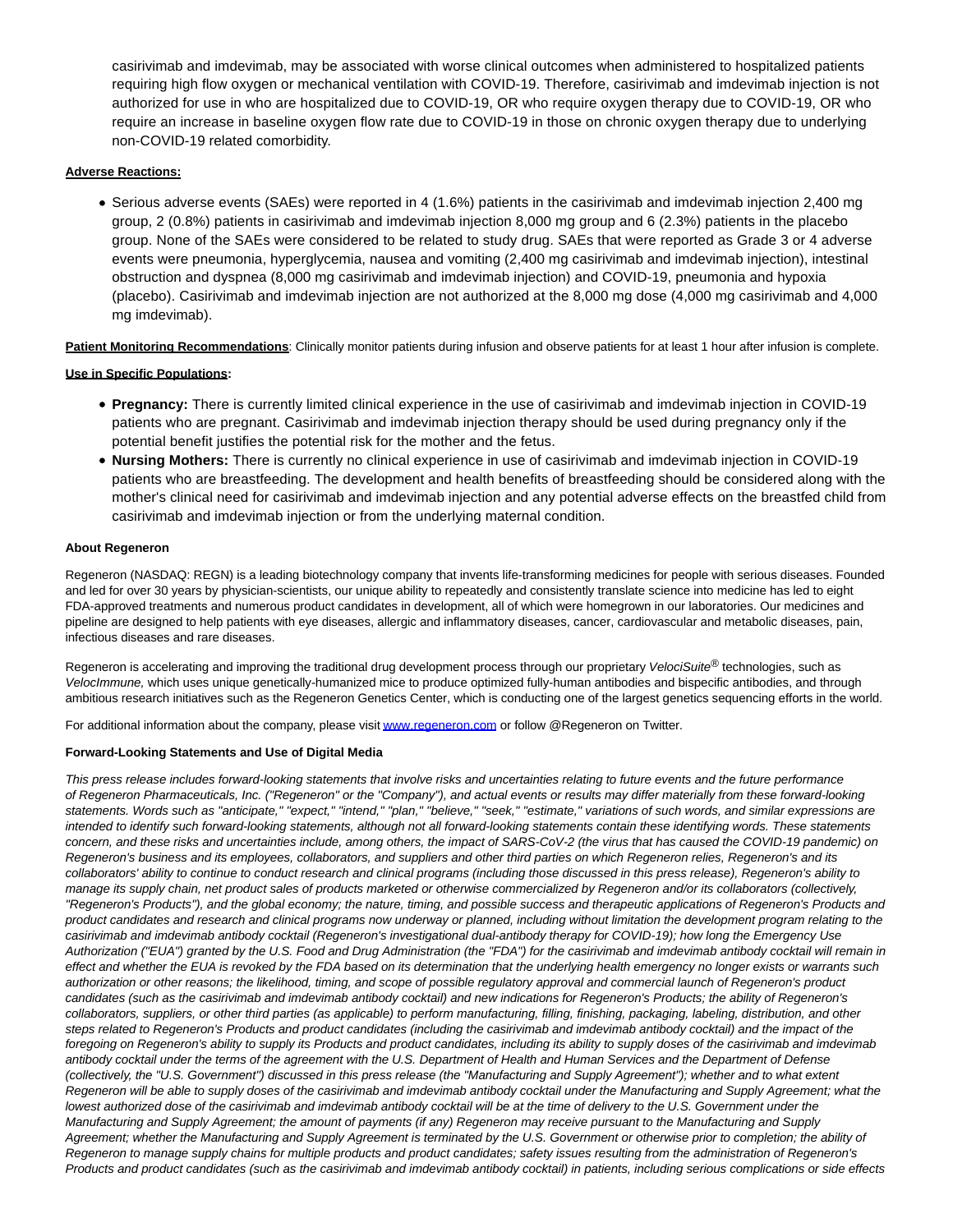casirivimab and imdevimab, may be associated with worse clinical outcomes when administered to hospitalized patients requiring high flow oxygen or mechanical ventilation with COVID-19. Therefore, casirivimab and imdevimab injection is not authorized for use in who are hospitalized due to COVID-19, OR who require oxygen therapy due to COVID-19, OR who require an increase in baseline oxygen flow rate due to COVID-19 in those on chronic oxygen therapy due to underlying non-COVID-19 related comorbidity.

**Adverse Reactions:**

- Serious adverse events (SAEs) were reported in 4 (1.6%) patients in the casirivimab and imdevimab injection 2,400 mg group, 2 (0.8%) patients in casirivimab and imdevimab injection 8,000 mg group and 6 (2.3%) patients in the placebo group. None of the SAEs were considered to be related to study drug. SAEs that were reported as Grade 3 or 4 adverse events were pneumonia, hyperglycemia, nausea and vomiting (2,400 mg casirivimab and imdevimab injection), intestinal obstruction and dyspnea (8,000 mg casirivimab and imdevimab injection) and COVID-19, pneumonia and hypoxia (placebo). Casirivimab and imdevimab injection are not authorized at the 8,000 mg dose (4,000 mg casirivimab and 4,000 mg imdevimab).

**Patient Monitoring Recommendations**: Clinically monitor patients during infusion and observe patients for at least 1 hour after infusion is complete.

**Use in Specific Populations:**

- **Pregnancy:** There is currently limited clinical experience in the use of casirivimab and imdevimab injection in COVID-19 patients who are pregnant. Casirivimab and imdevimab injection therapy should be used during pregnancy only if the potential benefit justifies the potential risk for the mother and the fetus.
- **Nursing Mothers:** There is currently no clinical experience in use of casirivimab and imdevimab injection in COVID-19 patients who are breastfeeding. The development and health benefits of breastfeeding should be considered along with the mother's clinical need for casirivimab and imdevimab injection and any potential adverse effects on the breastfed child from casirivimab and imdevimab injection or from the underlying maternal condition.

**About Regeneron**

Regeneron (NASDAQ: REGN) is a leading biotechnology company that invents life-transforming medicines for people with serious diseases. Founded and led for over 30 years by physician-scientists, our unique ability to repeatedly and consistently translate science into medicine has led to eight FDA-approved treatments and numerous product candidates in development, all of which were homegrown in our laboratories. Our medicines and pipeline are designed to help patients with eye diseases, allergic and inflammatory diseases, cancer, cardiovascular and metabolic diseases, pain, infectious diseases and rare diseases.

Regeneron is accelerating and improving the traditional drug development process through our proprietary *VelociSuite*® technologies, such as *VelocImmune,* which uses unique genetically-humanized mice to produce optimized fully-human antibodies and bispecific antibodies, and through ambitious research initiatives such as the Regeneron Genetics Center, which is conducting one of the largest genetics sequencing efforts in the world.

For additional information about the company, please visit www.regeneron.com or follow @Regeneron on Twitter.

**Forward-Looking Statements and Use of Digital Media**

*This press release includes forward-looking statements that involve risks and uncertainties relating to future events and the future performance of Regeneron Pharmaceuticals, Inc. ("Regeneron" or the "Company"), and actual events or results may differ materially from these forward-looking statements. Words such as "anticipate," "expect," "intend," "plan," "believe," "seek," "estimate," variations of such words, and similar expressions are intended to identify such forward-looking statements, although not all forward-looking statements contain these identifying words. These statements concern, and these risks and uncertainties include, among others, the impact of SARS-CoV-2 (the virus that has caused the COVID-19 pandemic) on Regeneron's business and its employees, collaborators, and suppliers and other third parties on which Regeneron relies, Regeneron's and its collaborators' ability to continue to conduct research and clinical programs (including those discussed in this press release), Regeneron's ability to manage its supply chain, net product sales of products marketed or otherwise commercialized by Regeneron and/or its collaborators (collectively, "Regeneron's Products"), and the global economy; the nature, timing, and possible success and therapeutic applications of Regeneron's Products and product candidates and research and clinical programs now underway or planned, including without limitation the development program relating to the casirivimab and imdevimab antibody cocktail (Regeneron's investigational dual-antibody therapy for COVID-19); how long the Emergency Use Authorization ("EUA") granted by the U.S. Food and Drug Administration (the "FDA") for the casirivimab and imdevimab antibody cocktail will remain in effect and whether the EUA is revoked by the FDA based on its determination that the underlying health emergency no longer exists or warrants such authorization or other reasons; the likelihood, timing, and scope of possible regulatory approval and commercial launch of Regeneron's product candidates (such as the casirivimab and imdevimab antibody cocktail) and new indications for Regeneron's Products; the ability of Regeneron's collaborators, suppliers, or other third parties (as applicable) to perform manufacturing, filling, finishing, packaging, labeling, distribution, and other steps related to Regeneron's Products and product candidates (including the casirivimab and imdevimab antibody cocktail) and the impact of the foregoing on Regeneron's ability to supply its Products and product candidates, including its ability to supply doses of the casirivimab and imdevimab antibody cocktail under the terms of the agreement with the U.S. Department of Health and Human Services and the Department of Defense (collectively, the "U.S. Government") discussed in this press release (the "Manufacturing and Supply Agreement"); whether and to what extent Regeneron will be able to supply doses of the casirivimab and imdevimab antibody cocktail under the Manufacturing and Supply Agreement; what the lowest authorized dose of the casirivimab and imdevimab antibody cocktail will be at the time of delivery to the U.S. Government under the Manufacturing and Supply Agreement; the amount of payments (if any) Regeneron may receive pursuant to the Manufacturing and Supply Agreement; whether the Manufacturing and Supply Agreement is terminated by the U.S. Government or otherwise prior to completion; the ability of Regeneron to manage supply chains for multiple products and product candidates; safety issues resulting from the administration of Regeneron's Products and product candidates (such as the casirivimab and imdevimab antibody cocktail) in patients, including serious complications or side effects*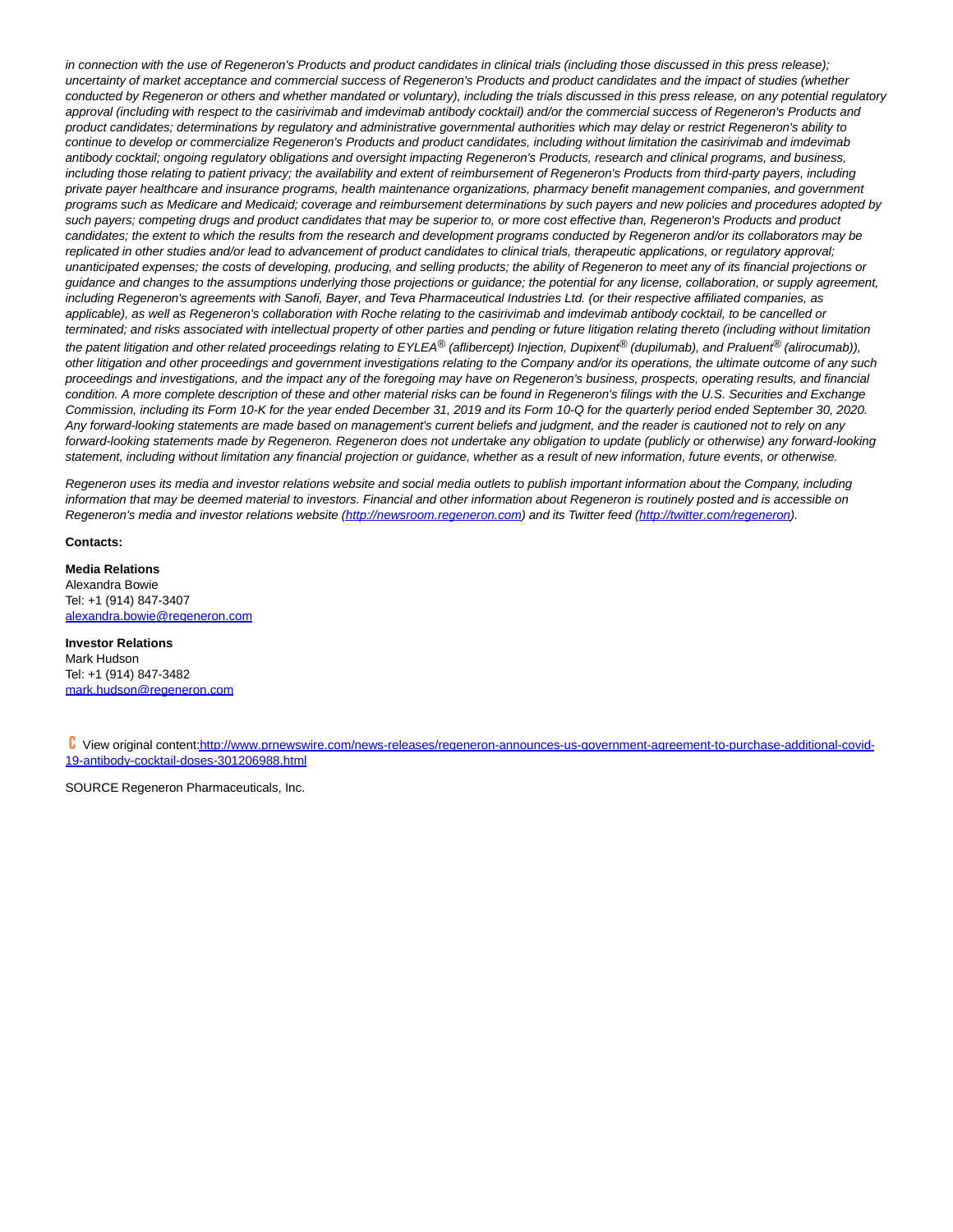*in connection with the use of Regeneron's Products and product candidates in clinical trials (including those discussed in this press release); uncertainty of market acceptance and commercial success of Regeneron's Products and product candidates and the impact of studies (whether conducted by Regeneron or others and whether mandated or voluntary), including the trials discussed in this press release, on any potential regulatory approval (including with respect to the casirivimab and imdevimab antibody cocktail) and/or the commercial success of Regeneron's Products and product candidates; determinations by regulatory and administrative governmental authorities which may delay or restrict Regeneron's ability to continue to develop or commercialize Regeneron's Products and product candidates, including without limitation the casirivimab and imdevimab antibody cocktail; ongoing regulatory obligations and oversight impacting Regeneron's Products, research and clinical programs, and business, including those relating to patient privacy; the availability and extent of reimbursement of Regeneron's Products from third-party payers, including private payer healthcare and insurance programs, health maintenance organizations, pharmacy benefit management companies, and government programs such as Medicare and Medicaid; coverage and reimbursement determinations by such payers and new policies and procedures adopted by such payers; competing drugs and product candidates that may be superior to, or more cost effective than, Regeneron's Products and product candidates; the extent to which the results from the research and development programs conducted by Regeneron and/or its collaborators may be replicated in other studies and/or lead to advancement of product candidates to clinical trials, therapeutic applications, or regulatory approval; unanticipated expenses; the costs of developing, producing, and selling products; the ability of Regeneron to meet any of its financial projections or guidance and changes to the assumptions underlying those projections or guidance; the potential for any license, collaboration, or supply agreement, including Regeneron's agreements with Sanofi, Bayer, and Teva Pharmaceutical Industries Ltd. (or their respective affiliated companies, as applicable), as well as Regeneron's collaboration with Roche relating to the casirivimab and imdevimab antibody cocktail, to be cancelled or terminated; and risks associated with intellectual property of other parties and pending or future litigation relating thereto (including without limitation the patent litigation and other related proceedings relating to EYLEA® (aflibercept) Injection, Dupixent® (dupilumab), and Praluent® (alirocumab)), other litigation and other proceedings and government investigations relating to the Company and/or its operations, the ultimate outcome of any such proceedings and investigations, and the impact any of the foregoing may have on Regeneron's business, prospects, operating results, and financial condition. A more complete description of these and other material risks can be found in Regeneron's filings with the U.S. Securities and Exchange Commission, including its Form 10-K for the year ended December 31, 2019 and its Form 10-Q for the quarterly period ended September 30, 2020. Any forward-looking statements are made based on management's current beliefs and judgment, and the reader is cautioned not to rely on any forward-looking statements made by Regeneron. Regeneron does not undertake any obligation to update (publicly or otherwise) any forward-looking statement, including without limitation any financial projection or guidance, whether as a result of new information, future events, or otherwise.*

*Regeneron uses its media and investor relations website and social media outlets to publish important information about the Company, including information that may be deemed material to investors. Financial and other information about Regeneron is routinely posted and is accessible on Regeneron's media and investor relations website (http://newsroom.regeneron.com) and its Twitter feed (http://twitter.com/regeneron).*

**Contacts:**

**Media Relations**
Alexandra Bowie
Tel: +1 (914) 847-3407
alexandra.bowie@regeneron.com

**Investor Relations**
Mark Hudson
Tel: +1 (914) 847-3482
mark.hudson@regeneron.com

View original content:http://www.prnewswire.com/news-releases/regeneron-announces-us-government-agreement-to-purchase-additional-covid-19-antibody-cocktail-doses-301206988.html

SOURCE Regeneron Pharmaceuticals, Inc.